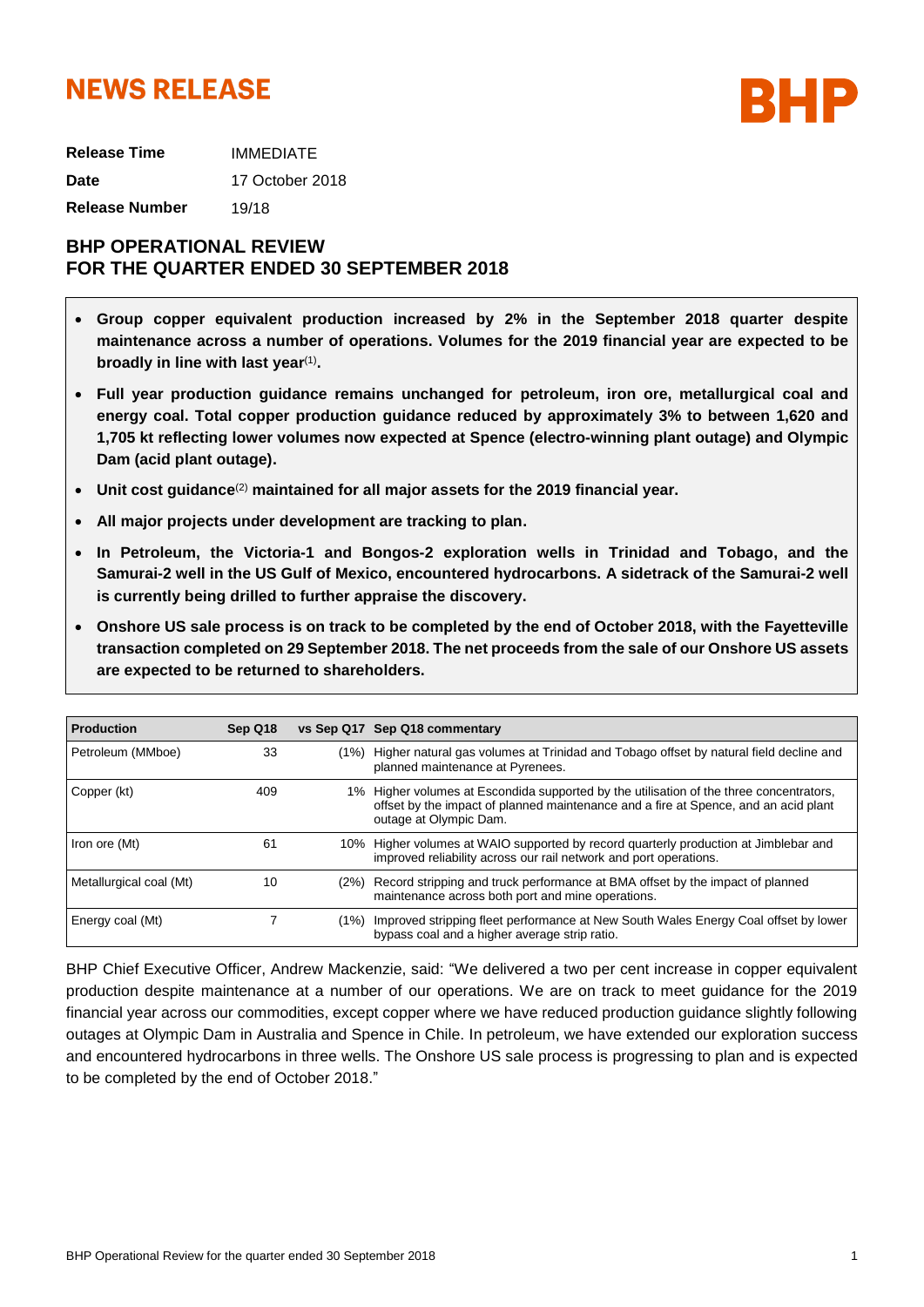# NEWS RELEASE

BHP

| | |
|---|---|
| **Release Time** | IMMEDIATE |
| **Date** | 17 October 2018 |
| **Release Number** | 19/18 |

## BHP OPERATIONAL REVIEW FOR THE QUARTER ENDED 30 SEPTEMBER 2018

- **Group copper equivalent production increased by 2% in the September 2018 quarter despite maintenance across a number of operations. Volumes for the 2019 financial year are expected to be broadly in line with last year[(1)].**
- **Full year production guidance remains unchanged for petroleum, iron ore, metallurgical coal and energy coal. Total copper production guidance reduced by approximately 3% to between 1,620 and 1,705 kt reflecting lower volumes now expected at Spence (electro-winning plant outage) and Olympic Dam (acid plant outage).**
- **Unit cost guidance[(2)] maintained for all major assets for the 2019 financial year.**
- **All major projects under development are tracking to plan.**
- **In Petroleum, the Victoria-1 and Bongos-2 exploration wells in Trinidad and Tobago, and the Samurai-2 well in the US Gulf of Mexico, encountered hydrocarbons. A sidetrack of the Samurai-2 well is currently being drilled to further appraise the discovery.**
- **Onshore US sale process is on track to be completed by the end of October 2018, with the Fayetteville transaction completed on 29 September 2018. The net proceeds from the sale of our Onshore US assets are expected to be returned to shareholders.**

| Production | Sep Q18 | vs Sep Q17 | Sep Q18 commentary |
|---|---|---|---|
| Petroleum (MMboe) | 33 | (1%) | Higher natural gas volumes at Trinidad and Tobago offset by natural field decline and planned maintenance at Pyrenees. |
| Copper (kt) | 409 | 1% | Higher volumes at Escondida supported by the utilisation of the three concentrators, offset by the impact of planned maintenance and a fire at Spence, and an acid plant outage at Olympic Dam. |
| Iron ore (Mt) | 61 | 10% | Higher volumes at WAIO supported by record quarterly production at Jimblebar and improved reliability across our rail network and port operations. |
| Metallurgical coal (Mt) | 10 | (2%) | Record stripping and truck performance at BMA offset by the impact of planned maintenance across both port and mine operations. |
| Energy coal (Mt) | 7 | (1%) | Improved stripping fleet performance at New South Wales Energy Coal offset by lower bypass coal and a higher average strip ratio. |

BHP Chief Executive Officer, Andrew Mackenzie, said: "We delivered a two per cent increase in copper equivalent production despite maintenance at a number of our operations. We are on track to meet guidance for the 2019 financial year across our commodities, except copper where we have reduced production guidance slightly following outages at Olympic Dam in Australia and Spence in Chile. In petroleum, we have extended our exploration success and encountered hydrocarbons in three wells. The Onshore US sale process is progressing to plan and is expected to be completed by the end of October 2018."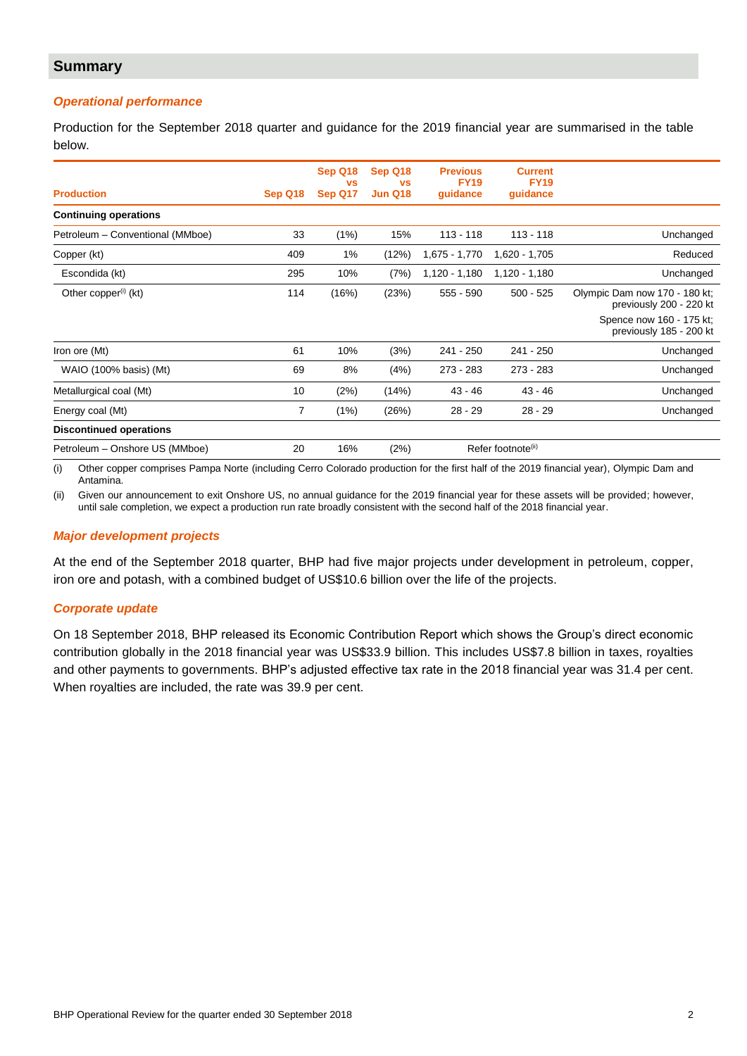## Summary

### *Operational performance*

Production for the September 2018 quarter and guidance for the 2019 financial year are summarised in the table below.

| Production | Sep Q18 | Sep Q18 vs Sep Q17 | Sep Q18 vs Jun Q18 | Previous FY19 guidance | Current FY19 guidance | |
|---|---|---|---|---|---|---|
| **Continuing operations** | | | | | | |
| Petroleum – Conventional (MMboe) | 33 | (1%) | 15% | 113 - 118 | 113 - 118 | Unchanged |
| Copper (kt) | 409 | 1% | (12%) | 1,675 - 1,770 | 1,620 - 1,705 | Reduced |
| Escondida (kt) | 295 | 10% | (7%) | 1,120 - 1,180 | 1,120 - 1,180 | Unchanged |
| Other copper[(i)] (kt) | 114 | (16%) | (23%) | 555 - 590 | 500 - 525 | Olympic Dam now 170 - 180 kt; previously 200 - 220 kt<br>Spence now 160 - 175 kt; previously 185 - 200 kt |
| Iron ore (Mt) | 61 | 10% | (3%) | 241 - 250 | 241 - 250 | Unchanged |
| WAIO (100% basis) (Mt) | 69 | 8% | (4%) | 273 - 283 | 273 - 283 | Unchanged |
| Metallurgical coal (Mt) | 10 | (2%) | (14%) | 43 - 46 | 43 - 46 | Unchanged |
| Energy coal (Mt) | 7 | (1%) | (26%) | 28 - 29 | 28 - 29 | Unchanged |
| **Discontinued operations** | | | | | | |
| Petroleum – Onshore US (MMboe) | 20 | 16% | (2%) | Refer footnote[(ii)] | | |

(i) Other copper comprises Pampa Norte (including Cerro Colorado production for the first half of the 2019 financial year), Olympic Dam and Antamina.

(ii) Given our announcement to exit Onshore US, no annual guidance for the 2019 financial year for these assets will be provided; however, until sale completion, we expect a production run rate broadly consistent with the second half of the 2018 financial year.

### *Major development projects*

At the end of the September 2018 quarter, BHP had five major projects under development in petroleum, copper, iron ore and potash, with a combined budget of US$10.6 billion over the life of the projects.

### *Corporate update*

On 18 September 2018, BHP released its Economic Contribution Report which shows the Group's direct economic contribution globally in the 2018 financial year was US$33.9 billion. This includes US$7.8 billion in taxes, royalties and other payments to governments. BHP's adjusted effective tax rate in the 2018 financial year was 31.4 per cent. When royalties are included, the rate was 39.9 per cent.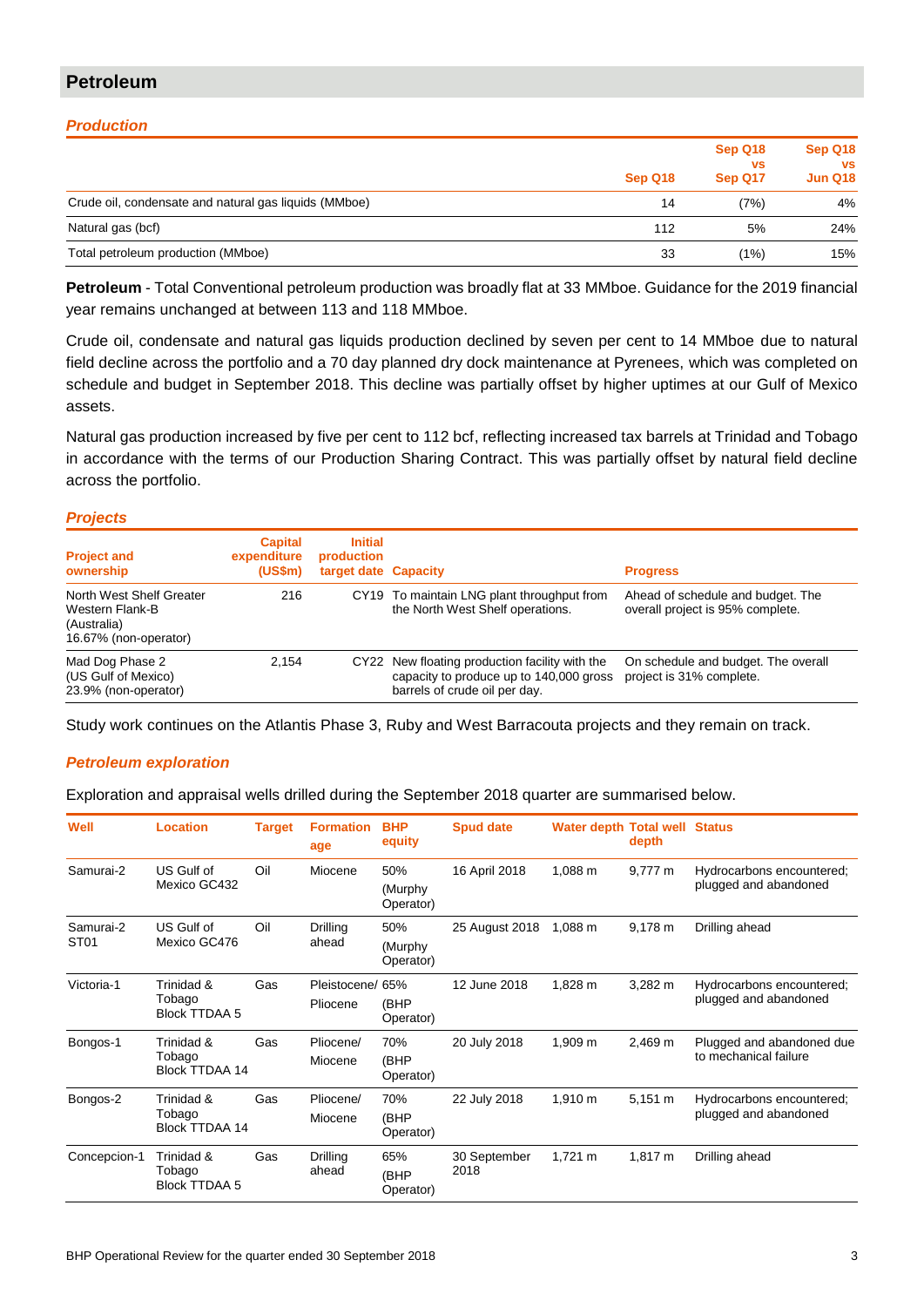## Petroleum

### *Production*

| | Sep Q18 | Sep Q18 vs Sep Q17 | Sep Q18 vs Jun Q18 |
|---|---|---|---|
| Crude oil, condensate and natural gas liquids (MMboe) | 14 | (7%) | 4% |
| Natural gas (bcf) | 112 | 5% | 24% |
| Total petroleum production (MMboe) | 33 | (1%) | 15% |

**Petroleum** - Total Conventional petroleum production was broadly flat at 33 MMboe. Guidance for the 2019 financial year remains unchanged at between 113 and 118 MMboe.

Crude oil, condensate and natural gas liquids production declined by seven per cent to 14 MMboe due to natural field decline across the portfolio and a 70 day planned dry dock maintenance at Pyrenees, which was completed on schedule and budget in September 2018. This decline was partially offset by higher uptimes at our Gulf of Mexico assets.

Natural gas production increased by five per cent to 112 bcf, reflecting increased tax barrels at Trinidad and Tobago in accordance with the terms of our Production Sharing Contract. This was partially offset by natural field decline across the portfolio.

### *Projects*

| Project and ownership | Capital expenditure (US$m) | Initial production target date | Capacity | Progress |
|---|---|---|---|---|
| North West Shelf Greater Western Flank-B (Australia) 16.67% (non-operator) | 216 | CY19 | To maintain LNG plant throughput from the North West Shelf operations. | Ahead of schedule and budget. The overall project is 95% complete. |
| Mad Dog Phase 2 (US Gulf of Mexico) 23.9% (non-operator) | 2,154 | CY22 | New floating production facility with the capacity to produce up to 140,000 gross barrels of crude oil per day. | On schedule and budget. The overall project is 31% complete. |

Study work continues on the Atlantis Phase 3, Ruby and West Barracouta projects and they remain on track.

### *Petroleum exploration*

Exploration and appraisal wells drilled during the September 2018 quarter are summarised below.

| Well | Location | Target | Formation age | BHP equity | Spud date | Water depth | Total well depth | Status |
|---|---|---|---|---|---|---|---|---|
| Samurai-2 | US Gulf of Mexico GC432 | Oil | Miocene | 50% (Murphy Operator) | 16 April 2018 | 1,088 m | 9,777 m | Hydrocarbons encountered; plugged and abandoned |
| Samurai-2 ST01 | US Gulf of Mexico GC476 | Oil | Drilling ahead | 50% (Murphy Operator) | 25 August 2018 | 1,088 m | 9,178 m | Drilling ahead |
| Victoria-1 | Trinidad & Tobago Block TTDAA 5 | Gas | Pleistocene/ Pliocene | 65% (BHP Operator) | 12 June 2018 | 1,828 m | 3,282 m | Hydrocarbons encountered; plugged and abandoned |
| Bongos-1 | Trinidad & Tobago Block TTDAA 14 | Gas | Pliocene/ Miocene | 70% (BHP Operator) | 20 July 2018 | 1,909 m | 2,469 m | Plugged and abandoned due to mechanical failure |
| Bongos-2 | Trinidad & Tobago Block TTDAA 14 | Gas | Pliocene/ Miocene | 70% (BHP Operator) | 22 July 2018 | 1,910 m | 5,151 m | Hydrocarbons encountered; plugged and abandoned |
| Concepcion-1 | Trinidad & Tobago Block TTDAA 5 | Gas | Drilling ahead | 65% (BHP Operator) | 30 September 2018 | 1,721 m | 1,817 m | Drilling ahead |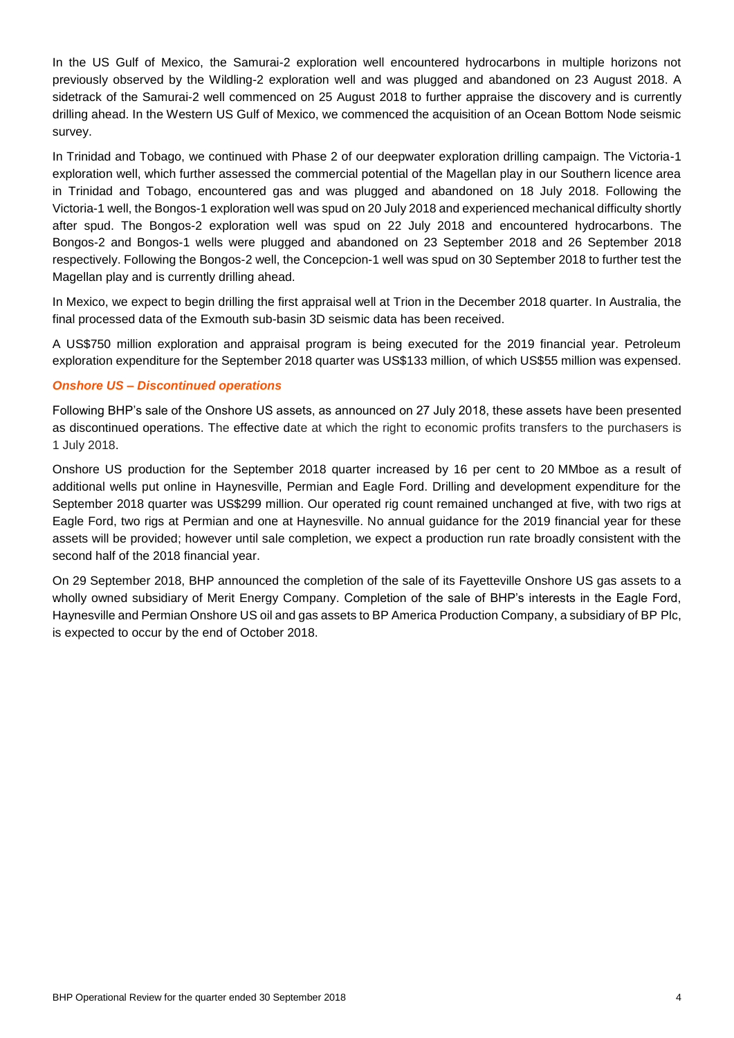In the US Gulf of Mexico, the Samurai-2 exploration well encountered hydrocarbons in multiple horizons not previously observed by the Wildling-2 exploration well and was plugged and abandoned on 23 August 2018. A sidetrack of the Samurai-2 well commenced on 25 August 2018 to further appraise the discovery and is currently drilling ahead. In the Western US Gulf of Mexico, we commenced the acquisition of an Ocean Bottom Node seismic survey.

In Trinidad and Tobago, we continued with Phase 2 of our deepwater exploration drilling campaign. The Victoria-1 exploration well, which further assessed the commercial potential of the Magellan play in our Southern licence area in Trinidad and Tobago, encountered gas and was plugged and abandoned on 18 July 2018. Following the Victoria-1 well, the Bongos-1 exploration well was spud on 20 July 2018 and experienced mechanical difficulty shortly after spud. The Bongos-2 exploration well was spud on 22 July 2018 and encountered hydrocarbons. The Bongos-2 and Bongos-1 wells were plugged and abandoned on 23 September 2018 and 26 September 2018 respectively. Following the Bongos-2 well, the Concepcion-1 well was spud on 30 September 2018 to further test the Magellan play and is currently drilling ahead.

In Mexico, we expect to begin drilling the first appraisal well at Trion in the December 2018 quarter. In Australia, the final processed data of the Exmouth sub-basin 3D seismic data has been received.

A US$750 million exploration and appraisal program is being executed for the 2019 financial year. Petroleum exploration expenditure for the September 2018 quarter was US$133 million, of which US$55 million was expensed.

### *Onshore US – Discontinued operations*

Following BHP's sale of the Onshore US assets, as announced on 27 July 2018, these assets have been presented as discontinued operations. The effective date at which the right to economic profits transfers to the purchasers is 1 July 2018.

Onshore US production for the September 2018 quarter increased by 16 per cent to 20 MMboe as a result of additional wells put online in Haynesville, Permian and Eagle Ford. Drilling and development expenditure for the September 2018 quarter was US$299 million. Our operated rig count remained unchanged at five, with two rigs at Eagle Ford, two rigs at Permian and one at Haynesville. No annual guidance for the 2019 financial year for these assets will be provided; however until sale completion, we expect a production run rate broadly consistent with the second half of the 2018 financial year.

On 29 September 2018, BHP announced the completion of the sale of its Fayetteville Onshore US gas assets to a wholly owned subsidiary of Merit Energy Company. Completion of the sale of BHP's interests in the Eagle Ford, Haynesville and Permian Onshore US oil and gas assets to BP America Production Company, a subsidiary of BP Plc, is expected to occur by the end of October 2018.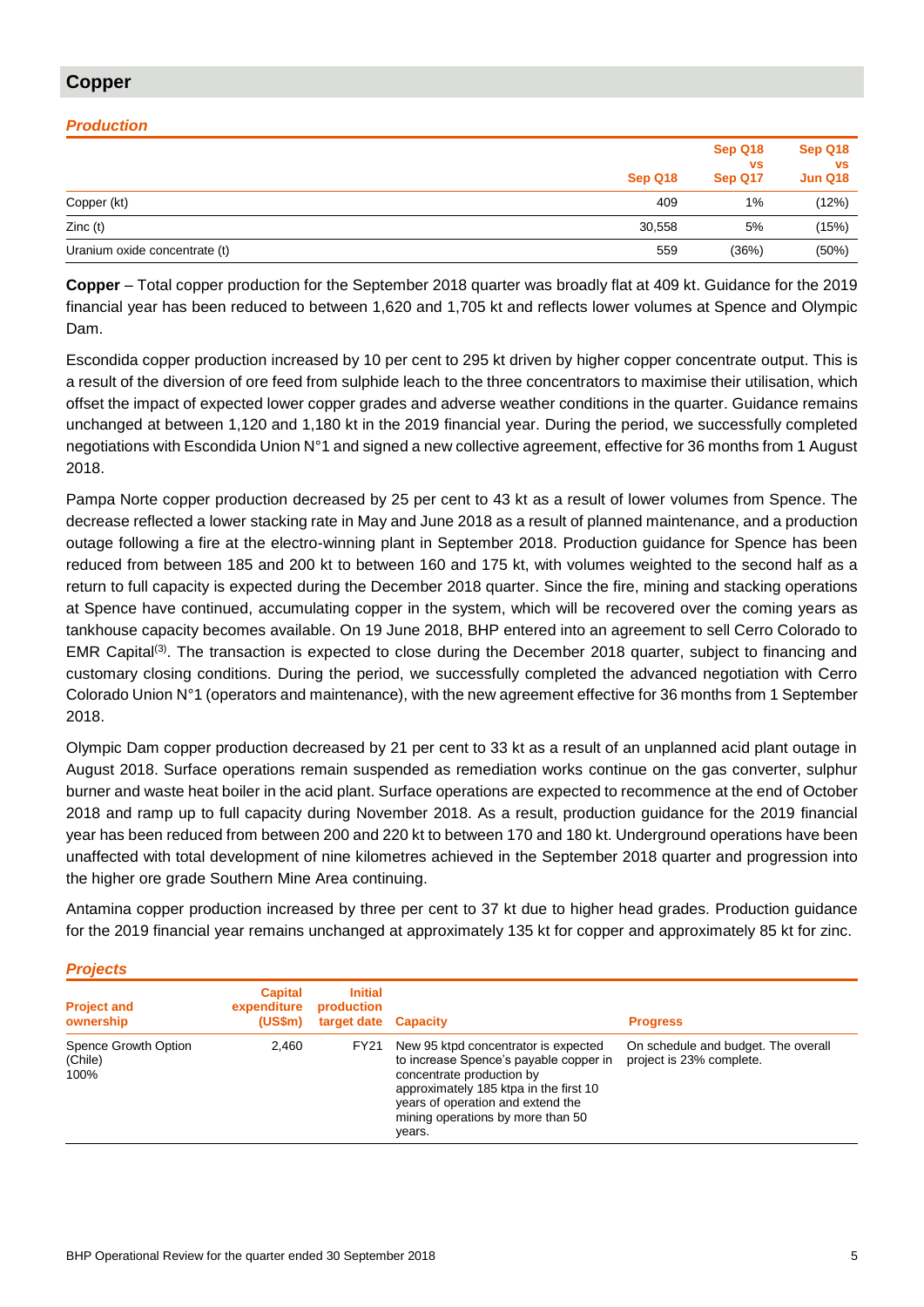## Copper

### *Production*

| | Sep Q18 | Sep Q18 vs Sep Q17 | Sep Q18 vs Jun Q18 |
|---|---|---|---|
| Copper (kt) | 409 | 1% | (12%) |
| Zinc (t) | 30,558 | 5% | (15%) |
| Uranium oxide concentrate (t) | 559 | (36%) | (50%) |

**Copper** – Total copper production for the September 2018 quarter was broadly flat at 409 kt. Guidance for the 2019 financial year has been reduced to between 1,620 and 1,705 kt and reflects lower volumes at Spence and Olympic Dam.

Escondida copper production increased by 10 per cent to 295 kt driven by higher copper concentrate output. This is a result of the diversion of ore feed from sulphide leach to the three concentrators to maximise their utilisation, which offset the impact of expected lower copper grades and adverse weather conditions in the quarter. Guidance remains unchanged at between 1,120 and 1,180 kt in the 2019 financial year. During the period, we successfully completed negotiations with Escondida Union N°1 and signed a new collective agreement, effective for 36 months from 1 August 2018.

Pampa Norte copper production decreased by 25 per cent to 43 kt as a result of lower volumes from Spence. The decrease reflected a lower stacking rate in May and June 2018 as a result of planned maintenance, and a production outage following a fire at the electro-winning plant in September 2018. Production guidance for Spence has been reduced from between 185 and 200 kt to between 160 and 175 kt, with volumes weighted to the second half as a return to full capacity is expected during the December 2018 quarter. Since the fire, mining and stacking operations at Spence have continued, accumulating copper in the system, which will be recovered over the coming years as tankhouse capacity becomes available. On 19 June 2018, BHP entered into an agreement to sell Cerro Colorado to EMR Capital[3]. The transaction is expected to close during the December 2018 quarter, subject to financing and customary closing conditions. During the period, we successfully completed the advanced negotiation with Cerro Colorado Union N°1 (operators and maintenance), with the new agreement effective for 36 months from 1 September 2018.

Olympic Dam copper production decreased by 21 per cent to 33 kt as a result of an unplanned acid plant outage in August 2018. Surface operations remain suspended as remediation works continue on the gas converter, sulphur burner and waste heat boiler in the acid plant. Surface operations are expected to recommence at the end of October 2018 and ramp up to full capacity during November 2018. As a result, production guidance for the 2019 financial year has been reduced from between 200 and 220 kt to between 170 and 180 kt. Underground operations have been unaffected with total development of nine kilometres achieved in the September 2018 quarter and progression into the higher ore grade Southern Mine Area continuing.

Antamina copper production increased by three per cent to 37 kt due to higher head grades. Production guidance for the 2019 financial year remains unchanged at approximately 135 kt for copper and approximately 85 kt for zinc.

### *Projects*

| Project and ownership | Capital expenditure (US$m) | Initial production target date | Capacity | Progress |
|---|---|---|---|---|
| Spence Growth Option (Chile) 100% | 2,460 | FY21 | New 95 ktpd concentrator is expected to increase Spence's payable copper in concentrate production by approximately 185 ktpa in the first 10 years of operation and extend the mining operations by more than 50 years. | On schedule and budget. The overall project is 23% complete. |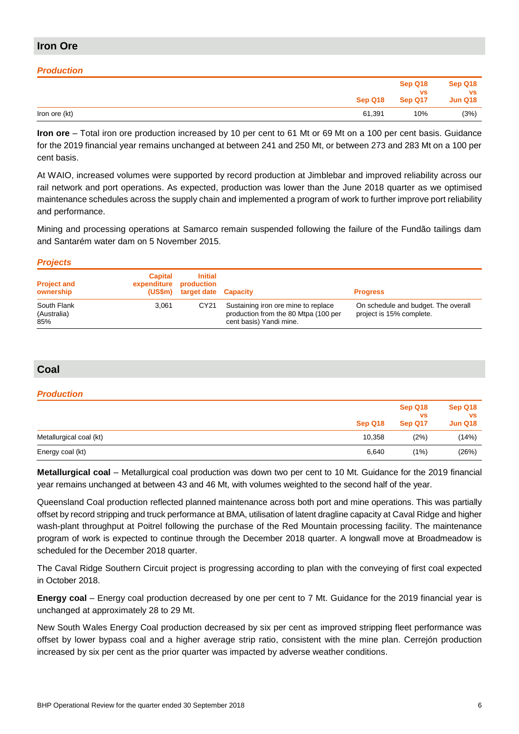## Iron Ore

### *Production*

| | Sep Q18 | Sep Q18 vs Sep Q17 | Sep Q18 vs Jun Q18 |
|---|---|---|---|
| Iron ore (kt) | 61,391 | 10% | (3%) |

**Iron ore** – Total iron ore production increased by 10 per cent to 61 Mt or 69 Mt on a 100 per cent basis. Guidance for the 2019 financial year remains unchanged at between 241 and 250 Mt, or between 273 and 283 Mt on a 100 per cent basis.

At WAIO, increased volumes were supported by record production at Jimblebar and improved reliability across our rail network and port operations. As expected, production was lower than the June 2018 quarter as we optimised maintenance schedules across the supply chain and implemented a program of work to further improve port reliability and performance.

Mining and processing operations at Samarco remain suspended following the failure of the Fundão tailings dam and Santarém water dam on 5 November 2015.

### *Projects*

| Project and ownership | Capital expenditure (US$m) | Initial production target date | Capacity | Progress |
|---|---|---|---|---|
| South Flank (Australia) 85% | 3,061 | CY21 | Sustaining iron ore mine to replace production from the 80 Mtpa (100 per cent basis) Yandi mine. | On schedule and budget. The overall project is 15% complete. |

## Coal

### *Production*

| | Sep Q18 | Sep Q18 vs Sep Q17 | Sep Q18 vs Jun Q18 |
|---|---|---|---|
| Metallurgical coal (kt) | 10,358 | (2%) | (14%) |
| Energy coal (kt) | 6,640 | (1%) | (26%) |

**Metallurgical coal** – Metallurgical coal production was down two per cent to 10 Mt. Guidance for the 2019 financial year remains unchanged at between 43 and 46 Mt, with volumes weighted to the second half of the year.

Queensland Coal production reflected planned maintenance across both port and mine operations. This was partially offset by record stripping and truck performance at BMA, utilisation of latent dragline capacity at Caval Ridge and higher wash-plant throughput at Poitrel following the purchase of the Red Mountain processing facility. The maintenance program of work is expected to continue through the December 2018 quarter. A longwall move at Broadmeadow is scheduled for the December 2018 quarter.

The Caval Ridge Southern Circuit project is progressing according to plan with the conveying of first coal expected in October 2018.

**Energy coal** – Energy coal production decreased by one per cent to 7 Mt. Guidance for the 2019 financial year is unchanged at approximately 28 to 29 Mt.

New South Wales Energy Coal production decreased by six per cent as improved stripping fleet performance was offset by lower bypass coal and a higher average strip ratio, consistent with the mine plan. Cerrejón production increased by six per cent as the prior quarter was impacted by adverse weather conditions.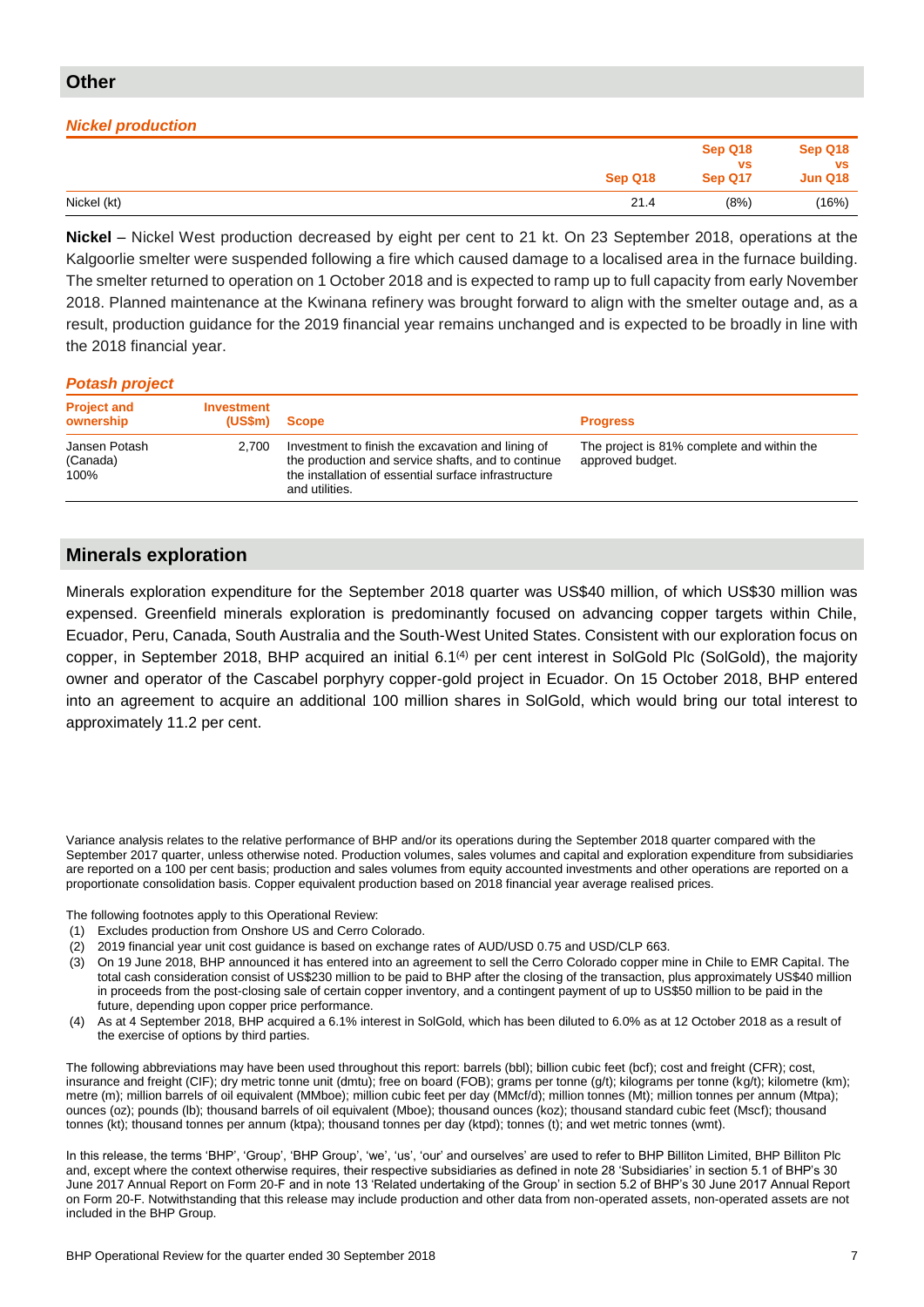## Other

### *Nickel production*

| | Sep Q18 | Sep Q18 vs Sep Q17 | Sep Q18 vs Jun Q18 |
|---|---|---|---|
| Nickel (kt) | 21.4 | (8%) | (16%) |

**Nickel** – Nickel West production decreased by eight per cent to 21 kt. On 23 September 2018, operations at the Kalgoorlie smelter were suspended following a fire which caused damage to a localised area in the furnace building. The smelter returned to operation on 1 October 2018 and is expected to ramp up to full capacity from early November 2018. Planned maintenance at the Kwinana refinery was brought forward to align with the smelter outage and, as a result, production guidance for the 2019 financial year remains unchanged and is expected to be broadly in line with the 2018 financial year.

### *Potash project*

| Project and ownership | Investment (US$m) | Scope | Progress |
|---|---|---|---|
| Jansen Potash (Canada) 100% | 2,700 | Investment to finish the excavation and lining of the production and service shafts, and to continue the installation of essential surface infrastructure and utilities. | The project is 81% complete and within the approved budget. |

## Minerals exploration

Minerals exploration expenditure for the September 2018 quarter was US$40 million, of which US$30 million was expensed. Greenfield minerals exploration is predominantly focused on advancing copper targets within Chile, Ecuador, Peru, Canada, South Australia and the South-West United States. Consistent with our exploration focus on copper, in September 2018, BHP acquired an initial 6.1[4] per cent interest in SolGold Plc (SolGold), the majority owner and operator of the Cascabel porphyry copper-gold project in Ecuador. On 15 October 2018, BHP entered into an agreement to acquire an additional 100 million shares in SolGold, which would bring our total interest to approximately 11.2 per cent.

Variance analysis relates to the relative performance of BHP and/or its operations during the September 2018 quarter compared with the September 2017 quarter, unless otherwise noted. Production volumes, sales volumes and capital and exploration expenditure from subsidiaries are reported on a 100 per cent basis; production and sales volumes from equity accounted investments and other operations are reported on a proportionate consolidation basis. Copper equivalent production based on 2018 financial year average realised prices.

The following footnotes apply to this Operational Review:

(1) Excludes production from Onshore US and Cerro Colorado.
(2) 2019 financial year unit cost guidance is based on exchange rates of AUD/USD 0.75 and USD/CLP 663.
(3) On 19 June 2018, BHP announced it has entered into an agreement to sell the Cerro Colorado copper mine in Chile to EMR Capital. The total cash consideration consist of US$230 million to be paid to BHP after the closing of the transaction, plus approximately US$40 million in proceeds from the post-closing sale of certain copper inventory, and a contingent payment of up to US$50 million to be paid in the future, depending upon copper price performance.
(4) As at 4 September 2018, BHP acquired a 6.1% interest in SolGold, which has been diluted to 6.0% as at 12 October 2018 as a result of the exercise of options by third parties.

The following abbreviations may have been used throughout this report: barrels (bbl); billion cubic feet (bcf); cost and freight (CFR); cost, insurance and freight (CIF); dry metric tonne unit (dmtu); free on board (FOB); grams per tonne (g/t); kilograms per tonne (kg/t); kilometre (km); metre (m); million barrels of oil equivalent (MMboe); million cubic feet per day (MMcf/d); million tonnes (Mt); million tonnes per annum (Mtpa); ounces (oz); pounds (lb); thousand barrels of oil equivalent (Mboe); thousand ounces (koz); thousand standard cubic feet (Mscf); thousand tonnes (kt); thousand tonnes per annum (ktpa); thousand tonnes per day (ktpd); tonnes (t); and wet metric tonnes (wmt).

In this release, the terms 'BHP', 'Group', 'BHP Group', 'we', 'us', 'our' and ourselves' are used to refer to BHP Billiton Limited, BHP Billiton Plc and, except where the context otherwise requires, their respective subsidiaries as defined in note 28 'Subsidiaries' in section 5.1 of BHP's 30 June 2017 Annual Report on Form 20-F and in note 13 'Related undertaking of the Group' in section 5.2 of BHP's 30 June 2017 Annual Report on Form 20-F. Notwithstanding that this release may include production and other data from non-operated assets, non-operated assets are not included in the BHP Group.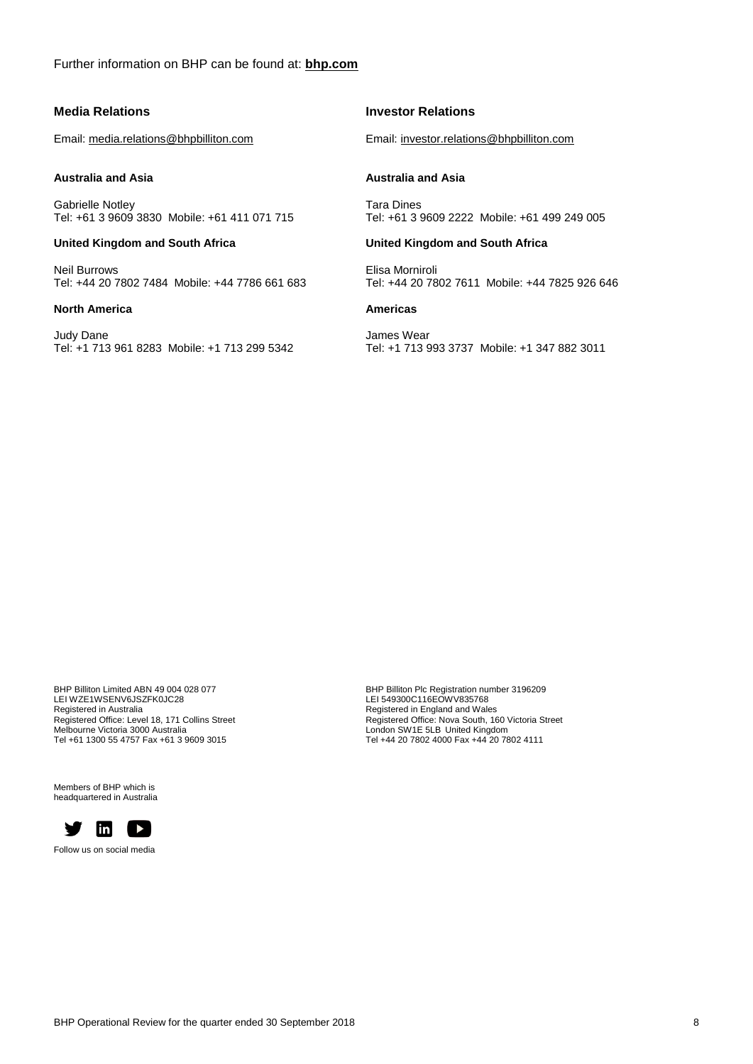Further information on BHP can be found at: **bhp.com**

## Media Relations

Email: media.relations@bhpbilliton.com

**Australia and Asia**

Gabrielle Notley
Tel: +61 3 9609 3830 Mobile: +61 411 071 715

**United Kingdom and South Africa**

Neil Burrows
Tel: +44 20 7802 7484 Mobile: +44 7786 661 683

**North America**

Judy Dane
Tel: +1 713 961 8283 Mobile: +1 713 299 5342

## Investor Relations

Email: investor.relations@bhpbilliton.com

**Australia and Asia**

Tara Dines
Tel: +61 3 9609 2222 Mobile: +61 499 249 005

**United Kingdom and South Africa**

Elisa Morniroli
Tel: +44 20 7802 7611 Mobile: +44 7825 926 646

**Americas**

James Wear
Tel: +1 713 993 3737 Mobile: +1 347 882 3011

BHP Billiton Limited ABN 49 004 028 077
LEI WZE1WSENV6JSZFK0JC28
Registered in Australia
Registered Office: Level 18, 171 Collins Street
Melbourne Victoria 3000 Australia
Tel +61 1300 55 4757 Fax +61 3 9609 3015

BHP Billiton Plc Registration number 3196209
LEI 549300C116EOWV835768
Registered in England and Wales
Registered Office: Nova South, 160 Victoria Street
London SW1E 5LB United Kingdom
Tel +44 20 7802 4000 Fax +44 20 7802 4111

Members of BHP which is headquartered in Australia

Follow us on social media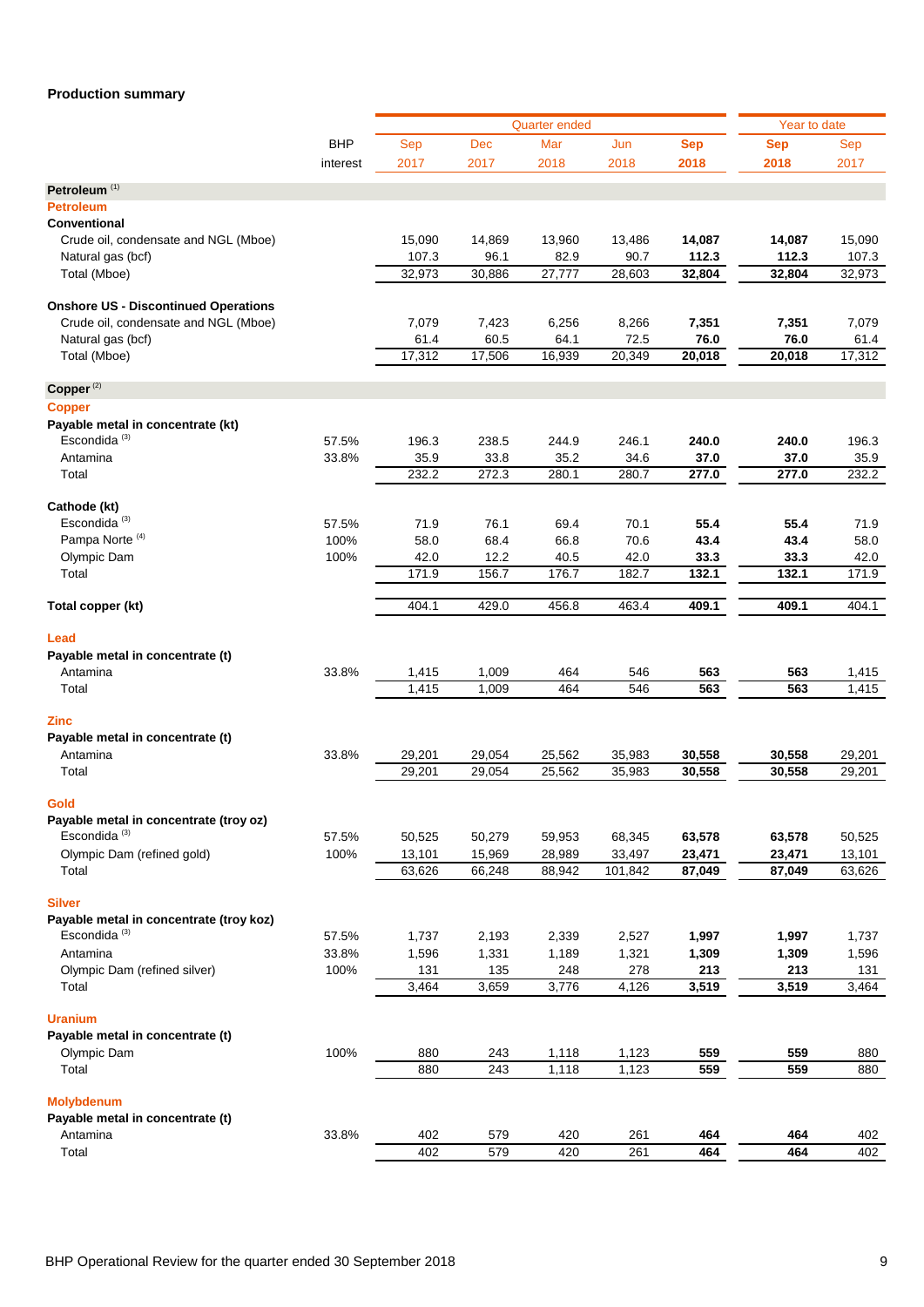## Production summary

| | BHP interest | Quarter ended Sep 2017 | Dec 2017 | Mar 2018 | Jun 2018 | Sep 2018 | Year to date Sep 2018 | Sep 2017 |
|---|---|---|---|---|---|---|---|---|
| **Petroleum** [(1)] | | | | | | | | |
| **Petroleum** | | | | | | | | |
| **Conventional** | | | | | | | | |
| Crude oil, condensate and NGL (Mboe) | | 15,090 | 14,869 | 13,960 | 13,486 | **14,087** | **14,087** | 15,090 |
| Natural gas (bcf) | | 107.3 | 96.1 | 82.9 | 90.7 | **112.3** | **112.3** | 107.3 |
| Total (Mboe) | | 32,973 | 30,886 | 27,777 | 28,603 | **32,804** | **32,804** | 32,973 |
| **Onshore US - Discontinued Operations** | | | | | | | | |
| Crude oil, condensate and NGL (Mboe) | | 7,079 | 7,423 | 6,256 | 8,266 | **7,351** | **7,351** | 7,079 |
| Natural gas (bcf) | | 61.4 | 60.5 | 64.1 | 72.5 | **76.0** | **76.0** | 61.4 |
| Total (Mboe) | | 17,312 | 17,506 | 16,939 | 20,349 | **20,018** | **20,018** | 17,312 |
| **Copper** [(2)] | | | | | | | | |
| **Copper** | | | | | | | | |
| **Payable metal in concentrate (kt)** | | | | | | | | |
| Escondida [(3)] | 57.5% | 196.3 | 238.5 | 244.9 | 246.1 | **240.0** | **240.0** | 196.3 |
| Antamina | 33.8% | 35.9 | 33.8 | 35.2 | 34.6 | **37.0** | **37.0** | 35.9 |
| Total | | 232.2 | 272.3 | 280.1 | 280.7 | **277.0** | **277.0** | 232.2 |
| **Cathode (kt)** | | | | | | | | |
| Escondida [(3)] | 57.5% | 71.9 | 76.1 | 69.4 | 70.1 | **55.4** | **55.4** | 71.9 |
| Pampa Norte [(4)] | 100% | 58.0 | 68.4 | 66.8 | 70.6 | **43.4** | **43.4** | 58.0 |
| Olympic Dam | 100% | 42.0 | 12.2 | 40.5 | 42.0 | **33.3** | **33.3** | 42.0 |
| Total | | 171.9 | 156.7 | 176.7 | 182.7 | **132.1** | **132.1** | 171.9 |
| **Total copper (kt)** | | 404.1 | 429.0 | 456.8 | 463.4 | **409.1** | **409.1** | 404.1 |
| **Lead** | | | | | | | | |
| **Payable metal in concentrate (t)** | | | | | | | | |
| Antamina | 33.8% | 1,415 | 1,009 | 464 | 546 | **563** | **563** | 1,415 |
| Total | | 1,415 | 1,009 | 464 | 546 | **563** | **563** | 1,415 |
| **Zinc** | | | | | | | | |
| **Payable metal in concentrate (t)** | | | | | | | | |
| Antamina | 33.8% | 29,201 | 29,054 | 25,562 | 35,983 | **30,558** | **30,558** | 29,201 |
| Total | | 29,201 | 29,054 | 25,562 | 35,983 | **30,558** | **30,558** | 29,201 |
| **Gold** | | | | | | | | |
| **Payable metal in concentrate (troy oz)** | | | | | | | | |
| Escondida [(3)] | 57.5% | 50,525 | 50,279 | 59,953 | 68,345 | **63,578** | **63,578** | 50,525 |
| Olympic Dam (refined gold) | 100% | 13,101 | 15,969 | 28,989 | 33,497 | **23,471** | **23,471** | 13,101 |
| Total | | 63,626 | 66,248 | 88,942 | 101,842 | **87,049** | **87,049** | 63,626 |
| **Silver** | | | | | | | | |
| **Payable metal in concentrate (troy koz)** | | | | | | | | |
| Escondida [(3)] | 57.5% | 1,737 | 2,193 | 2,339 | 2,527 | **1,997** | **1,997** | 1,737 |
| Antamina | 33.8% | 1,596 | 1,331 | 1,189 | 1,321 | **1,309** | **1,309** | 1,596 |
| Olympic Dam (refined silver) | 100% | 131 | 135 | 248 | 278 | **213** | **213** | 131 |
| Total | | 3,464 | 3,659 | 3,776 | 4,126 | **3,519** | **3,519** | 3,464 |
| **Uranium** | | | | | | | | |
| **Payable metal in concentrate (t)** | | | | | | | | |
| Olympic Dam | 100% | 880 | 243 | 1,118 | 1,123 | **559** | **559** | 880 |
| Total | | 880 | 243 | 1,118 | 1,123 | **559** | **559** | 880 |
| **Molybdenum** | | | | | | | | |
| **Payable metal in concentrate (t)** | | | | | | | | |
| Antamina | 33.8% | 402 | 579 | 420 | 261 | **464** | **464** | 402 |
| Total | | 402 | 579 | 420 | 261 | **464** | **464** | 402 |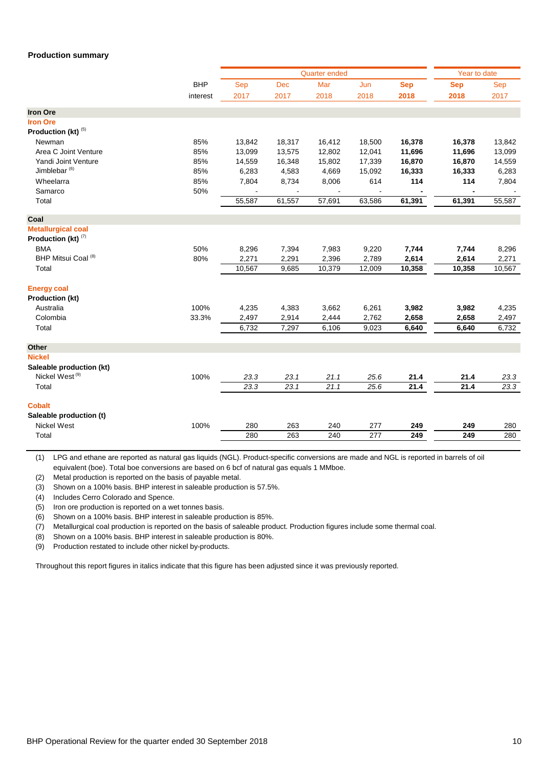## Production summary

| | BHP | Quarter ended | | | | | Year to date | |
|---|---|---|---|---|---|---|---|---|
| | interest | Sep 2017 | Dec 2017 | Mar 2018 | Jun 2018 | **Sep 2018** | **Sep 2018** | Sep 2017 |
| **Iron Ore** | | | | | | | | |
| **Iron Ore** | | | | | | | | |
| **Production (kt)** [5] | | | | | | | | |
| Newman | 85% | 13,842 | 18,317 | 16,412 | 18,500 | **16,378** | **16,378** | 13,842 |
| Area C Joint Venture | 85% | 13,099 | 13,575 | 12,802 | 12,041 | **11,696** | **11,696** | 13,099 |
| Yandi Joint Venture | 85% | 14,559 | 16,348 | 15,802 | 17,339 | **16,870** | **16,870** | 14,559 |
| Jimblebar [6] | 85% | 6,283 | 4,583 | 4,669 | 15,092 | **16,333** | **16,333** | 6,283 |
| Wheelarra | 85% | 7,804 | 8,734 | 8,006 | 614 | **114** | **114** | 7,804 |
| Samarco | 50% | - | - | - | - | **-** | **-** | - |
| Total | | 55,587 | 61,557 | 57,691 | 63,586 | **61,391** | **61,391** | 55,587 |
| **Coal** | | | | | | | | |
| **Metallurgical coal** | | | | | | | | |
| **Production (kt)** [7] | | | | | | | | |
| BMA | 50% | 8,296 | 7,394 | 7,983 | 9,220 | **7,744** | **7,744** | 8,296 |
| BHP Mitsui Coal [8] | 80% | 2,271 | 2,291 | 2,396 | 2,789 | **2,614** | **2,614** | 2,271 |
| Total | | 10,567 | 9,685 | 10,379 | 12,009 | **10,358** | **10,358** | 10,567 |
| **Energy coal** | | | | | | | | |
| **Production (kt)** | | | | | | | | |
| Australia | 100% | 4,235 | 4,383 | 3,662 | 6,261 | **3,982** | **3,982** | 4,235 |
| Colombia | 33.3% | 2,497 | 2,914 | 2,444 | 2,762 | **2,658** | **2,658** | 2,497 |
| Total | | 6,732 | 7,297 | 6,106 | 9,023 | **6,640** | **6,640** | 6,732 |
| **Other** | | | | | | | | |
| **Nickel** | | | | | | | | |
| **Saleable production (kt)** | | | | | | | | |
| Nickel West [9] | 100% | *23.3* | *23.1* | *21.1* | *25.6* | **21.4** | **21.4** | *23.3* |
| Total | | *23.3* | *23.1* | *21.1* | *25.6* | **21.4** | **21.4** | *23.3* |
| **Cobalt** | | | | | | | | |
| **Saleable production (t)** | | | | | | | | |
| Nickel West | 100% | 280 | 263 | 240 | 277 | **249** | **249** | 280 |
| Total | | 280 | 263 | 240 | 277 | **249** | **249** | 280 |

(1) LPG and ethane are reported as natural gas liquids (NGL). Product-specific conversions are made and NGL is reported in barrels of oil equivalent (boe). Total boe conversions are based on 6 bcf of natural gas equals 1 MMboe.

(2) Metal production is reported on the basis of payable metal.

(3) Shown on a 100% basis. BHP interest in saleable production is 57.5%.

(4) Includes Cerro Colorado and Spence.

(5) Iron ore production is reported on a wet tonnes basis.

(6) Shown on a 100% basis. BHP interest in saleable production is 85%.

(7) Metallurgical coal production is reported on the basis of saleable product. Production figures include some thermal coal.

(8) Shown on a 100% basis. BHP interest in saleable production is 80%.

(9) Production restated to include other nickel by-products.

Throughout this report figures in italics indicate that this figure has been adjusted since it was previously reported.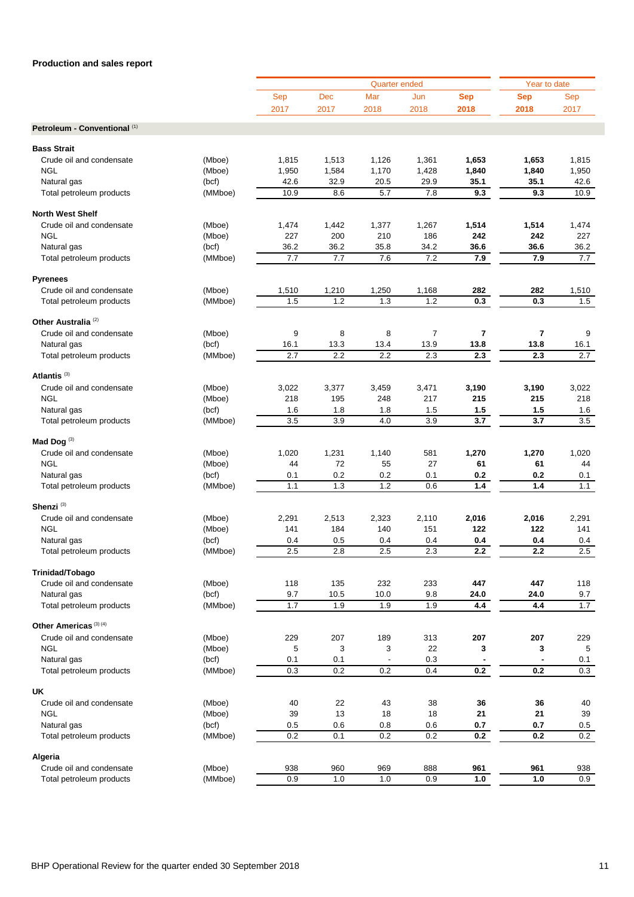## Production and sales report

| | | Quarter ended | | | | | Year to date | |
|---|---|---|---|---|---|---|---|---|
| | | Sep 2017 | Dec 2017 | Mar 2018 | Jun 2018 | **Sep 2018** | **Sep 2018** | Sep 2017 |
| **Petroleum - Conventional** [1] | | | | | | | | |
| **Bass Strait** | | | | | | | | |
| Crude oil and condensate | (Mboe) | 1,815 | 1,513 | 1,126 | 1,361 | **1,653** | **1,653** | 1,815 |
| NGL | (Mboe) | 1,950 | 1,584 | 1,170 | 1,428 | **1,840** | **1,840** | 1,950 |
| Natural gas | (bcf) | 42.6 | 32.9 | 20.5 | 29.9 | **35.1** | **35.1** | 42.6 |
| Total petroleum products | (MMboe) | 10.9 | 8.6 | 5.7 | 7.8 | **9.3** | **9.3** | 10.9 |
| **North West Shelf** | | | | | | | | |
| Crude oil and condensate | (Mboe) | 1,474 | 1,442 | 1,377 | 1,267 | **1,514** | **1,514** | 1,474 |
| NGL | (Mboe) | 227 | 200 | 210 | 186 | **242** | **242** | 227 |
| Natural gas | (bcf) | 36.2 | 36.2 | 35.8 | 34.2 | **36.6** | **36.6** | 36.2 |
| Total petroleum products | (MMboe) | 7.7 | 7.7 | 7.6 | 7.2 | **7.9** | **7.9** | 7.7 |
| **Pyrenees** | | | | | | | | |
| Crude oil and condensate | (Mboe) | 1,510 | 1,210 | 1,250 | 1,168 | **282** | **282** | 1,510 |
| Total petroleum products | (MMboe) | 1.5 | 1.2 | 1.3 | 1.2 | **0.3** | **0.3** | 1.5 |
| **Other Australia** [2] | | | | | | | | |
| Crude oil and condensate | (Mboe) | 9 | 8 | 8 | 7 | **7** | **7** | 9 |
| Natural gas | (bcf) | 16.1 | 13.3 | 13.4 | 13.9 | **13.8** | **13.8** | 16.1 |
| Total petroleum products | (MMboe) | 2.7 | 2.2 | 2.2 | 2.3 | **2.3** | **2.3** | 2.7 |
| **Atlantis** [3] | | | | | | | | |
| Crude oil and condensate | (Mboe) | 3,022 | 3,377 | 3,459 | 3,471 | **3,190** | **3,190** | 3,022 |
| NGL | (Mboe) | 218 | 195 | 248 | 217 | **215** | **215** | 218 |
| Natural gas | (bcf) | 1.6 | 1.8 | 1.8 | 1.5 | **1.5** | **1.5** | 1.6 |
| Total petroleum products | (MMboe) | 3.5 | 3.9 | 4.0 | 3.9 | **3.7** | **3.7** | 3.5 |
| **Mad Dog** [3] | | | | | | | | |
| Crude oil and condensate | (Mboe) | 1,020 | 1,231 | 1,140 | 581 | **1,270** | **1,270** | 1,020 |
| NGL | (Mboe) | 44 | 72 | 55 | 27 | **61** | **61** | 44 |
| Natural gas | (bcf) | 0.1 | 0.2 | 0.2 | 0.1 | **0.2** | **0.2** | 0.1 |
| Total petroleum products | (MMboe) | 1.1 | 1.3 | 1.2 | 0.6 | **1.4** | **1.4** | 1.1 |
| **Shenzi** [3] | | | | | | | | |
| Crude oil and condensate | (Mboe) | 2,291 | 2,513 | 2,323 | 2,110 | **2,016** | **2,016** | 2,291 |
| NGL | (Mboe) | 141 | 184 | 140 | 151 | **122** | **122** | 141 |
| Natural gas | (bcf) | 0.4 | 0.5 | 0.4 | 0.4 | **0.4** | **0.4** | 0.4 |
| Total petroleum products | (MMboe) | 2.5 | 2.8 | 2.5 | 2.3 | **2.2** | **2.2** | 2.5 |
| **Trinidad/Tobago** | | | | | | | | |
| Crude oil and condensate | (Mboe) | 118 | 135 | 232 | 233 | **447** | **447** | 118 |
| Natural gas | (bcf) | 9.7 | 10.5 | 10.0 | 9.8 | **24.0** | **24.0** | 9.7 |
| Total petroleum products | (MMboe) | 1.7 | 1.9 | 1.9 | 1.9 | **4.4** | **4.4** | 1.7 |
| **Other Americas** [3] [4] | | | | | | | | |
| Crude oil and condensate | (Mboe) | 229 | 207 | 189 | 313 | **207** | **207** | 229 |
| NGL | (Mboe) | 5 | 3 | 3 | 22 | **3** | **3** | 5 |
| Natural gas | (bcf) | 0.1 | 0.1 | - | 0.3 | **-** | **-** | 0.1 |
| Total petroleum products | (MMboe) | 0.3 | 0.2 | 0.2 | 0.4 | **0.2** | **0.2** | 0.3 |
| **UK** | | | | | | | | |
| Crude oil and condensate | (Mboe) | 40 | 22 | 43 | 38 | **36** | **36** | 40 |
| NGL | (Mboe) | 39 | 13 | 18 | 18 | **21** | **21** | 39 |
| Natural gas | (bcf) | 0.5 | 0.6 | 0.8 | 0.6 | **0.7** | **0.7** | 0.5 |
| Total petroleum products | (MMboe) | 0.2 | 0.1 | 0.2 | 0.2 | **0.2** | **0.2** | 0.2 |
| **Algeria** | | | | | | | | |
| Crude oil and condensate | (Mboe) | 938 | 960 | 969 | 888 | **961** | **961** | 938 |
| Total petroleum products | (MMboe) | 0.9 | 1.0 | 1.0 | 0.9 | **1.0** | **1.0** | 0.9 |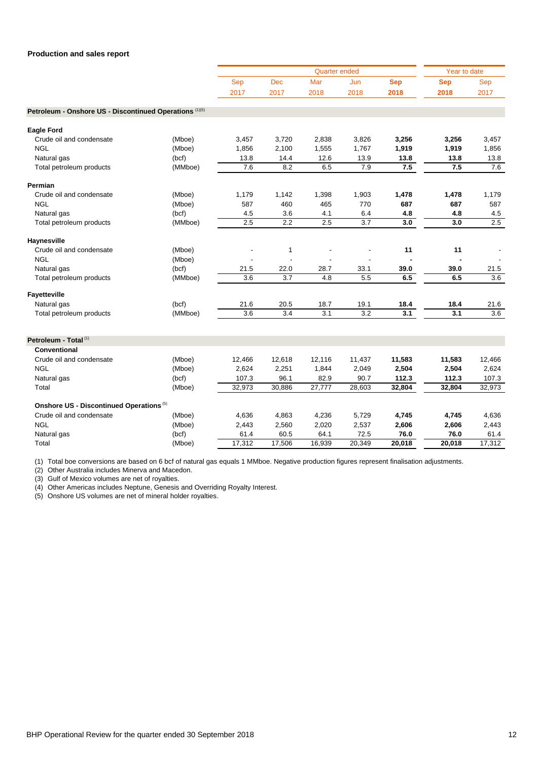## Production and sales report

| | | Quarter ended | | | | | Year to date | |
|---|---|---|---|---|---|---|---|---|
| | | Sep 2017 | Dec 2017 | Mar 2018 | Jun 2018 | **Sep 2018** | **Sep 2018** | Sep 2017 |
| **Petroleum - Onshore US - Discontinued Operations** [(1)(5)] | | | | | | | | |
| **Eagle Ford** | | | | | | | | |
| Crude oil and condensate | (Mboe) | 3,457 | 3,720 | 2,838 | 3,826 | **3,256** | **3,256** | 3,457 |
| NGL | (Mboe) | 1,856 | 2,100 | 1,555 | 1,767 | **1,919** | **1,919** | 1,856 |
| Natural gas | (bcf) | 13.8 | 14.4 | 12.6 | 13.9 | **13.8** | **13.8** | 13.8 |
| Total petroleum products | (MMboe) | 7.6 | 8.2 | 6.5 | 7.9 | **7.5** | **7.5** | 7.6 |
| **Permian** | | | | | | | | |
| Crude oil and condensate | (Mboe) | 1,179 | 1,142 | 1,398 | 1,903 | **1,478** | **1,478** | 1,179 |
| NGL | (Mboe) | 587 | 460 | 465 | 770 | **687** | **687** | 587 |
| Natural gas | (bcf) | 4.5 | 3.6 | 4.1 | 6.4 | **4.8** | **4.8** | 4.5 |
| Total petroleum products | (MMboe) | 2.5 | 2.2 | 2.5 | 3.7 | **3.0** | **3.0** | 2.5 |
| **Haynesville** | | | | | | | | |
| Crude oil and condensate | (Mboe) | - | 1 | - | - | **11** | **11** | - |
| NGL | (Mboe) | - | - | - | - | **-** | **-** | - |
| Natural gas | (bcf) | 21.5 | 22.0 | 28.7 | 33.1 | **39.0** | **39.0** | 21.5 |
| Total petroleum products | (MMboe) | 3.6 | 3.7 | 4.8 | 5.5 | **6.5** | **6.5** | 3.6 |
| **Fayetteville** | | | | | | | | |
| Natural gas | (bcf) | 21.6 | 20.5 | 18.7 | 19.1 | **18.4** | **18.4** | 21.6 |
| Total petroleum products | (MMboe) | 3.6 | 3.4 | 3.1 | 3.2 | **3.1** | **3.1** | 3.6 |
| **Petroleum - Total** [(1)] | | | | | | | | |
| **Conventional** | | | | | | | | |
| Crude oil and condensate | (Mboe) | 12,466 | 12,618 | 12,116 | 11,437 | **11,583** | **11,583** | 12,466 |
| NGL | (Mboe) | 2,624 | 2,251 | 1,844 | 2,049 | **2,504** | **2,504** | 2,624 |
| Natural gas | (bcf) | 107.3 | 96.1 | 82.9 | 90.7 | **112.3** | **112.3** | 107.3 |
| Total | (Mboe) | 32,973 | 30,886 | 27,777 | 28,603 | **32,804** | **32,804** | 32,973 |
| **Onshore US - Discontinued Operations** [(5)] | | | | | | | | |
| Crude oil and condensate | (Mboe) | 4,636 | 4,863 | 4,236 | 5,729 | **4,745** | **4,745** | 4,636 |
| NGL | (Mboe) | 2,443 | 2,560 | 2,020 | 2,537 | **2,606** | **2,606** | 2,443 |
| Natural gas | (bcf) | 61.4 | 60.5 | 64.1 | 72.5 | **76.0** | **76.0** | 61.4 |
| Total | (Mboe) | 17,312 | 17,506 | 16,939 | 20,349 | **20,018** | **20,018** | 17,312 |

(1) Total boe conversions are based on 6 bcf of natural gas equals 1 MMboe. Negative production figures represent finalisation adjustments.
(2) Other Australia includes Minerva and Macedon.
(3) Gulf of Mexico volumes are net of royalties.
(4) Other Americas includes Neptune, Genesis and Overriding Royalty Interest.
(5) Onshore US volumes are net of mineral holder royalties.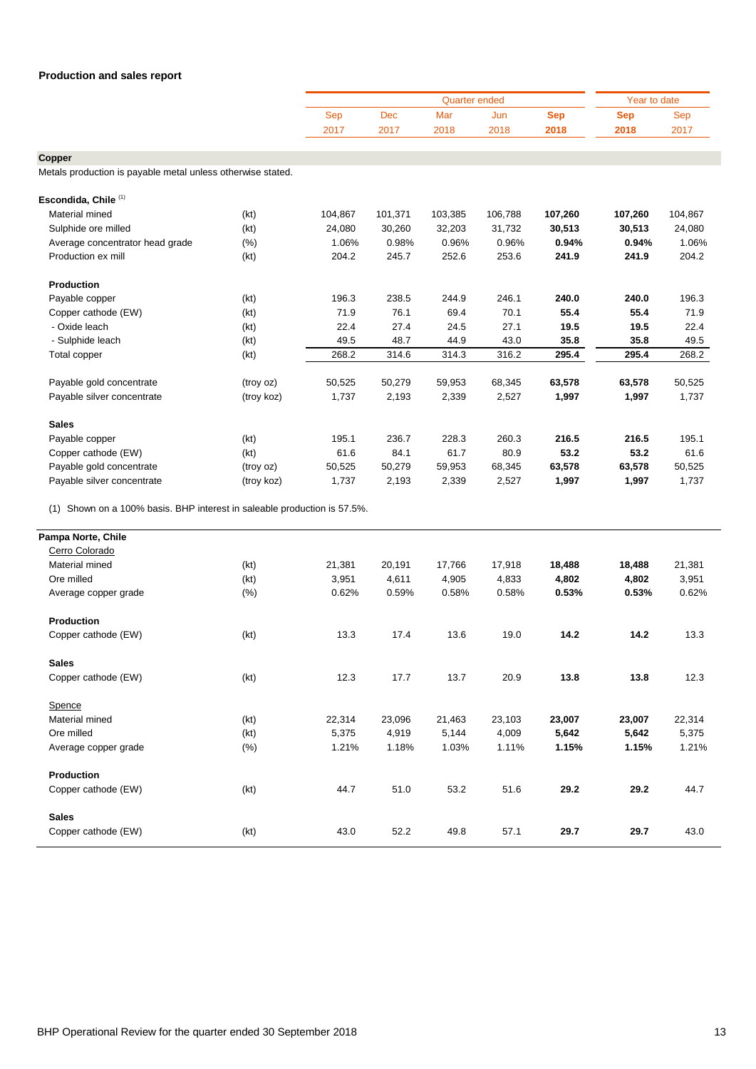## Production and sales report

| | | Quarter ended | | | | | Year to date | |
|---|---|---|---|---|---|---|---|---|
| | | Sep 2017 | Dec 2017 | Mar 2018 | Jun 2018 | **Sep 2018** | **Sep 2018** | Sep 2017 |
| **Copper** | | | | | | | | |
| Metals production is payable metal unless otherwise stated. | | | | | | | | |
| **Escondida, Chile** [(1)] | | | | | | | | |
| Material mined | (kt) | 104,867 | 101,371 | 103,385 | 106,788 | **107,260** | **107,260** | 104,867 |
| Sulphide ore milled | (kt) | 24,080 | 30,260 | 32,203 | 31,732 | **30,513** | **30,513** | 24,080 |
| Average concentrator head grade | (%) | 1.06% | 0.98% | 0.96% | 0.96% | **0.94%** | **0.94%** | 1.06% |
| Production ex mill | (kt) | 204.2 | 245.7 | 252.6 | 253.6 | **241.9** | **241.9** | 204.2 |
| **Production** | | | | | | | | |
| Payable copper | (kt) | 196.3 | 238.5 | 244.9 | 246.1 | **240.0** | **240.0** | 196.3 |
| Copper cathode (EW) | (kt) | 71.9 | 76.1 | 69.4 | 70.1 | **55.4** | **55.4** | 71.9 |
| - Oxide leach | (kt) | 22.4 | 27.4 | 24.5 | 27.1 | **19.5** | **19.5** | 22.4 |
| - Sulphide leach | (kt) | 49.5 | 48.7 | 44.9 | 43.0 | **35.8** | **35.8** | 49.5 |
| Total copper | (kt) | 268.2 | 314.6 | 314.3 | 316.2 | **295.4** | **295.4** | 268.2 |
| Payable gold concentrate | (troy oz) | 50,525 | 50,279 | 59,953 | 68,345 | **63,578** | **63,578** | 50,525 |
| Payable silver concentrate | (troy koz) | 1,737 | 2,193 | 2,339 | 2,527 | **1,997** | **1,997** | 1,737 |
| **Sales** | | | | | | | | |
| Payable copper | (kt) | 195.1 | 236.7 | 228.3 | 260.3 | **216.5** | **216.5** | 195.1 |
| Copper cathode (EW) | (kt) | 61.6 | 84.1 | 61.7 | 80.9 | **53.2** | **53.2** | 61.6 |
| Payable gold concentrate | (troy oz) | 50,525 | 50,279 | 59,953 | 68,345 | **63,578** | **63,578** | 50,525 |
| Payable silver concentrate | (troy koz) | 1,737 | 2,193 | 2,339 | 2,527 | **1,997** | **1,997** | 1,737 |

(1) Shown on a 100% basis. BHP interest in saleable production is 57.5%.

| | | Sep 2017 | Dec 2017 | Mar 2018 | Jun 2018 | **Sep 2018** | **Sep 2018** | Sep 2017 |
|---|---|---|---|---|---|---|---|---|
| **Pampa Norte, Chile** | | | | | | | | |
| Cerro Colorado | | | | | | | | |
| Material mined | (kt) | 21,381 | 20,191 | 17,766 | 17,918 | **18,488** | **18,488** | 21,381 |
| Ore milled | (kt) | 3,951 | 4,611 | 4,905 | 4,833 | **4,802** | **4,802** | 3,951 |
| Average copper grade | (%) | 0.62% | 0.59% | 0.58% | 0.58% | **0.53%** | **0.53%** | 0.62% |
| **Production** | | | | | | | | |
| Copper cathode (EW) | (kt) | 13.3 | 17.4 | 13.6 | 19.0 | **14.2** | **14.2** | 13.3 |
| **Sales** | | | | | | | | |
| Copper cathode (EW) | (kt) | 12.3 | 17.7 | 13.7 | 20.9 | **13.8** | **13.8** | 12.3 |
| Spence | | | | | | | | |
| Material mined | (kt) | 22,314 | 23,096 | 21,463 | 23,103 | **23,007** | **23,007** | 22,314 |
| Ore milled | (kt) | 5,375 | 4,919 | 5,144 | 4,009 | **5,642** | **5,642** | 5,375 |
| Average copper grade | (%) | 1.21% | 1.18% | 1.03% | 1.11% | **1.15%** | **1.15%** | 1.21% |
| **Production** | | | | | | | | |
| Copper cathode (EW) | (kt) | 44.7 | 51.0 | 53.2 | 51.6 | **29.2** | **29.2** | 44.7 |
| **Sales** | | | | | | | | |
| Copper cathode (EW) | (kt) | 43.0 | 52.2 | 49.8 | 57.1 | **29.7** | **29.7** | 43.0 |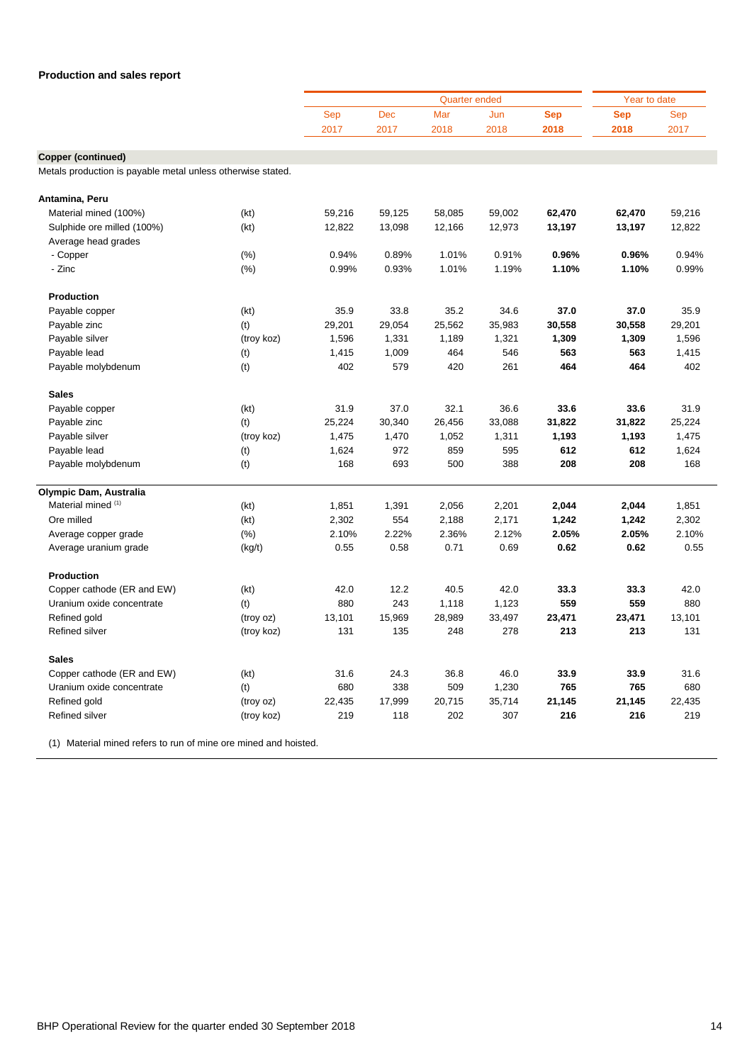**Production and sales report**

| | | Quarter ended | | | | | Year to date | |
|---|---|---|---|---|---|---|---|---|
| | | Sep 2017 | Dec 2017 | Mar 2018 | Jun 2018 | **Sep 2018** | **Sep 2018** | Sep 2017 |
| **Copper (continued)** | | | | | | | | |
| Metals production is payable metal unless otherwise stated. | | | | | | | | |
| **Antamina, Peru** | | | | | | | | |
| Material mined (100%) | (kt) | 59,216 | 59,125 | 58,085 | 59,002 | **62,470** | **62,470** | 59,216 |
| Sulphide ore milled (100%) | (kt) | 12,822 | 13,098 | 12,166 | 12,973 | **13,197** | **13,197** | 12,822 |
| Average head grades | | | | | | | | |
| - Copper | (%) | 0.94% | 0.89% | 1.01% | 0.91% | **0.96%** | **0.96%** | 0.94% |
| - Zinc | (%) | 0.99% | 0.93% | 1.01% | 1.19% | **1.10%** | **1.10%** | 0.99% |
| **Production** | | | | | | | | |
| Payable copper | (kt) | 35.9 | 33.8 | 35.2 | 34.6 | **37.0** | **37.0** | 35.9 |
| Payable zinc | (t) | 29,201 | 29,054 | 25,562 | 35,983 | **30,558** | **30,558** | 29,201 |
| Payable silver | (troy koz) | 1,596 | 1,331 | 1,189 | 1,321 | **1,309** | **1,309** | 1,596 |
| Payable lead | (t) | 1,415 | 1,009 | 464 | 546 | **563** | **563** | 1,415 |
| Payable molybdenum | (t) | 402 | 579 | 420 | 261 | **464** | **464** | 402 |
| **Sales** | | | | | | | | |
| Payable copper | (kt) | 31.9 | 37.0 | 32.1 | 36.6 | **33.6** | **33.6** | 31.9 |
| Payable zinc | (t) | 25,224 | 30,340 | 26,456 | 33,088 | **31,822** | **31,822** | 25,224 |
| Payable silver | (troy koz) | 1,475 | 1,470 | 1,052 | 1,311 | **1,193** | **1,193** | 1,475 |
| Payable lead | (t) | 1,624 | 972 | 859 | 595 | **612** | **612** | 1,624 |
| Payable molybdenum | (t) | 168 | 693 | 500 | 388 | **208** | **208** | 168 |
| **Olympic Dam, Australia** | | | | | | | | |
| Material mined [(1)] | (kt) | 1,851 | 1,391 | 2,056 | 2,201 | **2,044** | **2,044** | 1,851 |
| Ore milled | (kt) | 2,302 | 554 | 2,188 | 2,171 | **1,242** | **1,242** | 2,302 |
| Average copper grade | (%) | 2.10% | 2.22% | 2.36% | 2.12% | **2.05%** | **2.05%** | 2.10% |
| Average uranium grade | (kg/t) | 0.55 | 0.58 | 0.71 | 0.69 | **0.62** | **0.62** | 0.55 |
| **Production** | | | | | | | | |
| Copper cathode (ER and EW) | (kt) | 42.0 | 12.2 | 40.5 | 42.0 | **33.3** | **33.3** | 42.0 |
| Uranium oxide concentrate | (t) | 880 | 243 | 1,118 | 1,123 | **559** | **559** | 880 |
| Refined gold | (troy oz) | 13,101 | 15,969 | 28,989 | 33,497 | **23,471** | **23,471** | 13,101 |
| Refined silver | (troy koz) | 131 | 135 | 248 | 278 | **213** | **213** | 131 |
| **Sales** | | | | | | | | |
| Copper cathode (ER and EW) | (kt) | 31.6 | 24.3 | 36.8 | 46.0 | **33.9** | **33.9** | 31.6 |
| Uranium oxide concentrate | (t) | 680 | 338 | 509 | 1,230 | **765** | **765** | 680 |
| Refined gold | (troy oz) | 22,435 | 17,999 | 20,715 | 35,714 | **21,145** | **21,145** | 22,435 |
| Refined silver | (troy koz) | 219 | 118 | 202 | 307 | **216** | **216** | 219 |

(1) Material mined refers to run of mine ore mined and hoisted.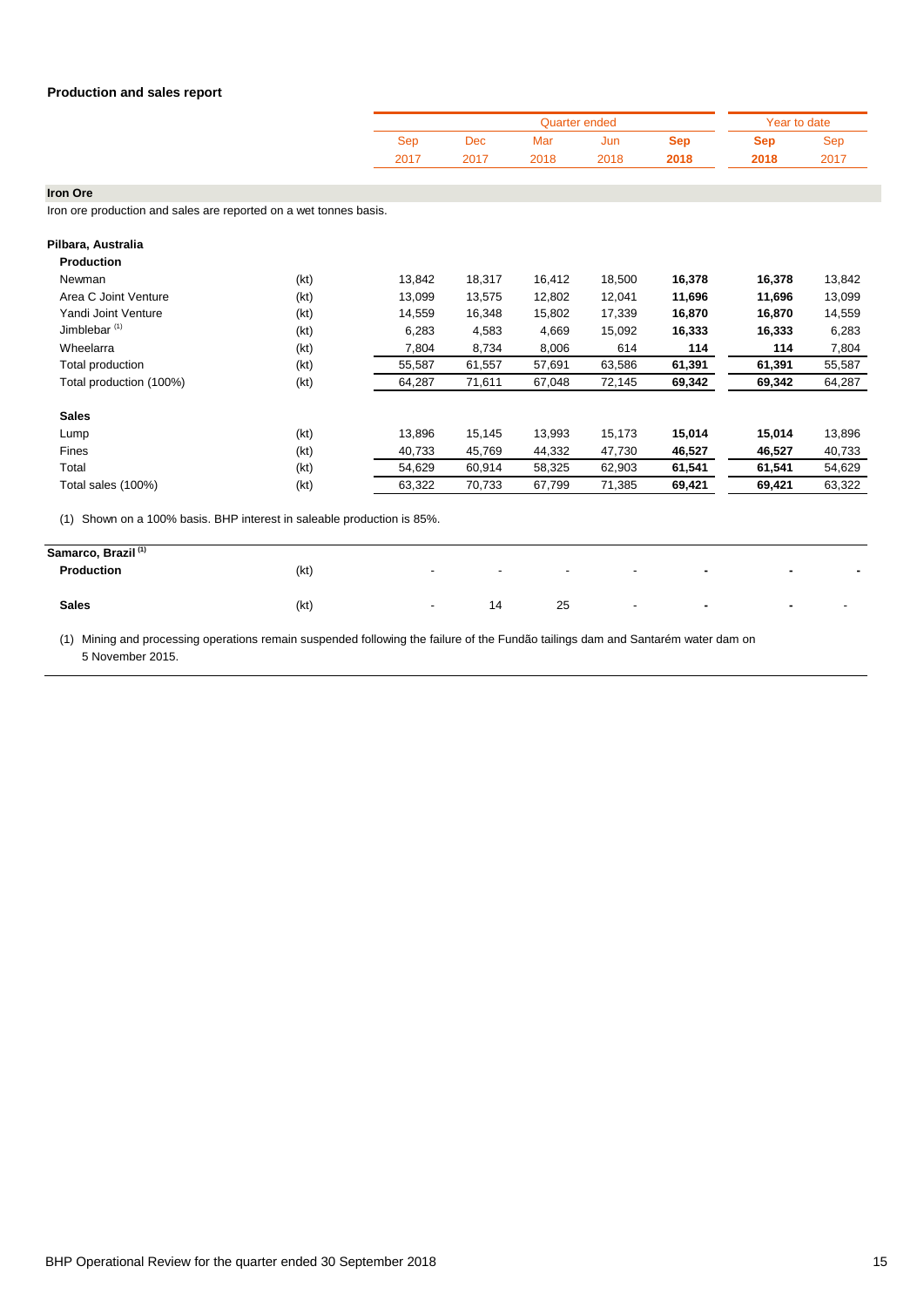## Production and sales report

| | | Quarter ended | | | | | Year to date | |
|---|---|---|---|---|---|---|---|---|
| | | Sep 2017 | Dec 2017 | Mar 2018 | Jun 2018 | **Sep 2018** | **Sep 2018** | Sep 2017 |
| **Iron Ore** | | | | | | | | |
| Iron ore production and sales are reported on a wet tonnes basis. | | | | | | | | |
| **Pilbara, Australia** | | | | | | | | |
| **Production** | | | | | | | | |
| Newman | (kt) | 13,842 | 18,317 | 16,412 | 18,500 | **16,378** | **16,378** | 13,842 |
| Area C Joint Venture | (kt) | 13,099 | 13,575 | 12,802 | 12,041 | **11,696** | **11,696** | 13,099 |
| Yandi Joint Venture | (kt) | 14,559 | 16,348 | 15,802 | 17,339 | **16,870** | **16,870** | 14,559 |
| Jimblebar [(1)] | (kt) | 6,283 | 4,583 | 4,669 | 15,092 | **16,333** | **16,333** | 6,283 |
| Wheelarra | (kt) | 7,804 | 8,734 | 8,006 | 614 | **114** | **114** | 7,804 |
| Total production | (kt) | 55,587 | 61,557 | 57,691 | 63,586 | **61,391** | **61,391** | 55,587 |
| Total production (100%) | (kt) | 64,287 | 71,611 | 67,048 | 72,145 | **69,342** | **69,342** | 64,287 |
| **Sales** | | | | | | | | |
| Lump | (kt) | 13,896 | 15,145 | 13,993 | 15,173 | **15,014** | **15,014** | 13,896 |
| Fines | (kt) | 40,733 | 45,769 | 44,332 | 47,730 | **46,527** | **46,527** | 40,733 |
| Total | (kt) | 54,629 | 60,914 | 58,325 | 62,903 | **61,541** | **61,541** | 54,629 |
| Total sales (100%) | (kt) | 63,322 | 70,733 | 67,799 | 71,385 | **69,421** | **69,421** | 63,322 |

(1) Shown on a 100% basis. BHP interest in saleable production is 85%.

| | | Sep 2017 | Dec 2017 | Mar 2018 | Jun 2018 | **Sep 2018** | **Sep 2018** | Sep 2017 |
|---|---|---|---|---|---|---|---|---|
| **Samarco, Brazil [(1)]** | | | | | | | | |
| **Production** | (kt) | - | - | - | - | **-** | **-** | **-** |
| **Sales** | (kt) | - | 14 | 25 | - | **-** | **-** | - |

(1) Mining and processing operations remain suspended following the failure of the Fundão tailings dam and Santarém water dam on 5 November 2015.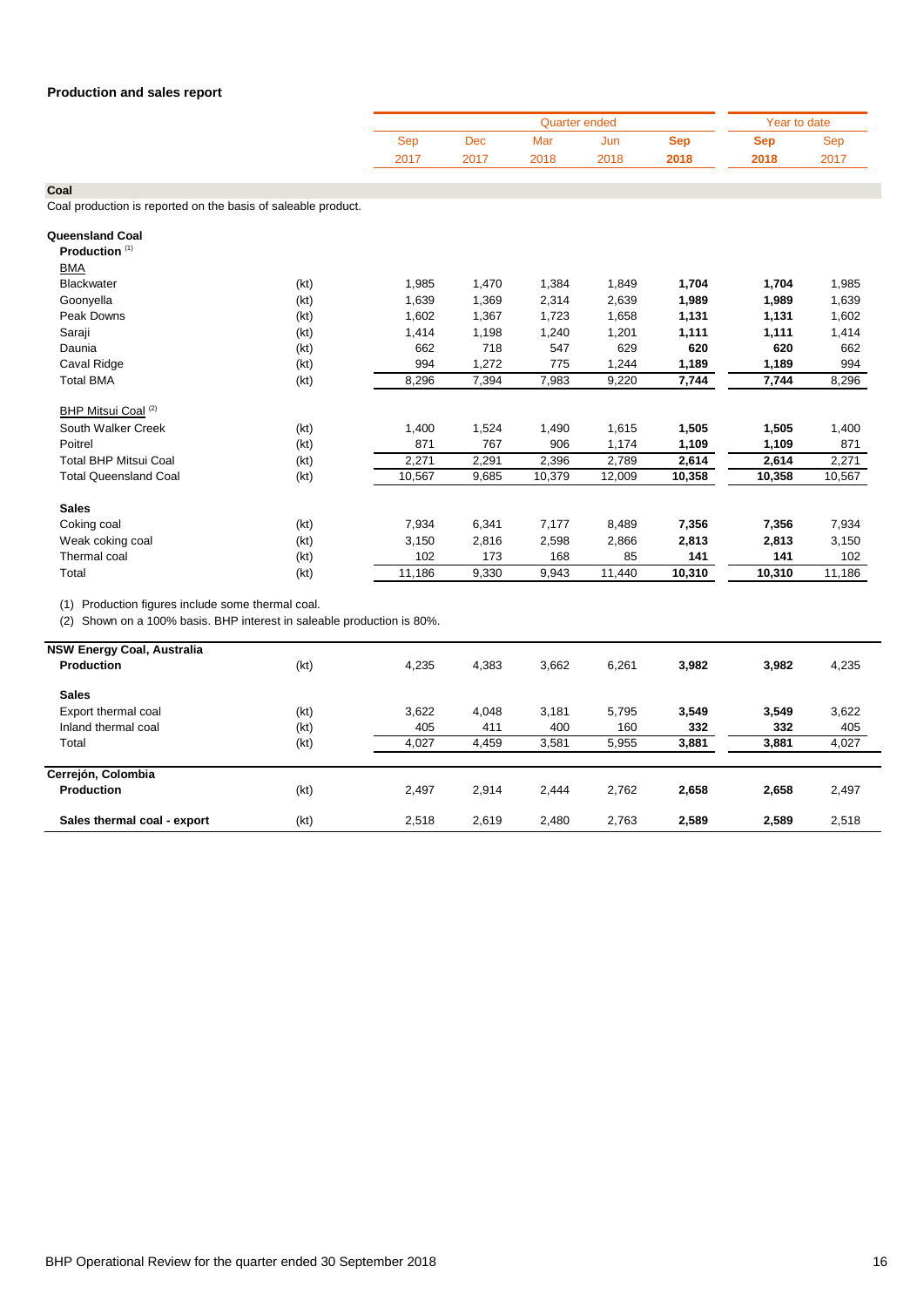## Production and sales report

| | | Quarter ended | | | | | Year to date | |
|---|---|---|---|---|---|---|---|---|
| | | Sep 2017 | Dec 2017 | Mar 2018 | Jun 2018 | **Sep 2018** | **Sep 2018** | Sep 2017 |
| **Coal** | | | | | | | | |
| Coal production is reported on the basis of saleable product. | | | | | | | | |
| **Queensland Coal** | | | | | | | | |
| **Production** [(1)] | | | | | | | | |
| BMA | | | | | | | | |
| Blackwater | (kt) | 1,985 | 1,470 | 1,384 | 1,849 | **1,704** | **1,704** | 1,985 |
| Goonyella | (kt) | 1,639 | 1,369 | 2,314 | 2,639 | **1,989** | **1,989** | 1,639 |
| Peak Downs | (kt) | 1,602 | 1,367 | 1,723 | 1,658 | **1,131** | **1,131** | 1,602 |
| Saraji | (kt) | 1,414 | 1,198 | 1,240 | 1,201 | **1,111** | **1,111** | 1,414 |
| Daunia | (kt) | 662 | 718 | 547 | 629 | **620** | **620** | 662 |
| Caval Ridge | (kt) | 994 | 1,272 | 775 | 1,244 | **1,189** | **1,189** | 994 |
| Total BMA | (kt) | 8,296 | 7,394 | 7,983 | 9,220 | **7,744** | **7,744** | 8,296 |
| BHP Mitsui Coal [(2)] | | | | | | | | |
| South Walker Creek | (kt) | 1,400 | 1,524 | 1,490 | 1,615 | **1,505** | **1,505** | 1,400 |
| Poitrel | (kt) | 871 | 767 | 906 | 1,174 | **1,109** | **1,109** | 871 |
| Total BHP Mitsui Coal | (kt) | 2,271 | 2,291 | 2,396 | 2,789 | **2,614** | **2,614** | 2,271 |
| Total Queensland Coal | (kt) | 10,567 | 9,685 | 10,379 | 12,009 | **10,358** | **10,358** | 10,567 |
| **Sales** | | | | | | | | |
| Coking coal | (kt) | 7,934 | 6,341 | 7,177 | 8,489 | **7,356** | **7,356** | 7,934 |
| Weak coking coal | (kt) | 3,150 | 2,816 | 2,598 | 2,866 | **2,813** | **2,813** | 3,150 |
| Thermal coal | (kt) | 102 | 173 | 168 | 85 | **141** | **141** | 102 |
| Total | (kt) | 11,186 | 9,330 | 9,943 | 11,440 | **10,310** | **10,310** | 11,186 |

(1) Production figures include some thermal coal.
(2) Shown on a 100% basis. BHP interest in saleable production is 80%.

| | | Sep 2017 | Dec 2017 | Mar 2018 | Jun 2018 | **Sep 2018** | **Sep 2018** | Sep 2017 |
|---|---|---|---|---|---|---|---|---|
| **NSW Energy Coal, Australia** | | | | | | | | |
| **Production** | (kt) | 4,235 | 4,383 | 3,662 | 6,261 | **3,982** | **3,982** | 4,235 |
| **Sales** | | | | | | | | |
| Export thermal coal | (kt) | 3,622 | 4,048 | 3,181 | 5,795 | **3,549** | **3,549** | 3,622 |
| Inland thermal coal | (kt) | 405 | 411 | 400 | 160 | **332** | **332** | 405 |
| Total | (kt) | 4,027 | 4,459 | 3,581 | 5,955 | **3,881** | **3,881** | 4,027 |
| **Cerrejón, Colombia** | | | | | | | | |
| **Production** | (kt) | 2,497 | 2,914 | 2,444 | 2,762 | **2,658** | **2,658** | 2,497 |
| **Sales thermal coal - export** | (kt) | 2,518 | 2,619 | 2,480 | 2,763 | **2,589** | **2,589** | 2,518 |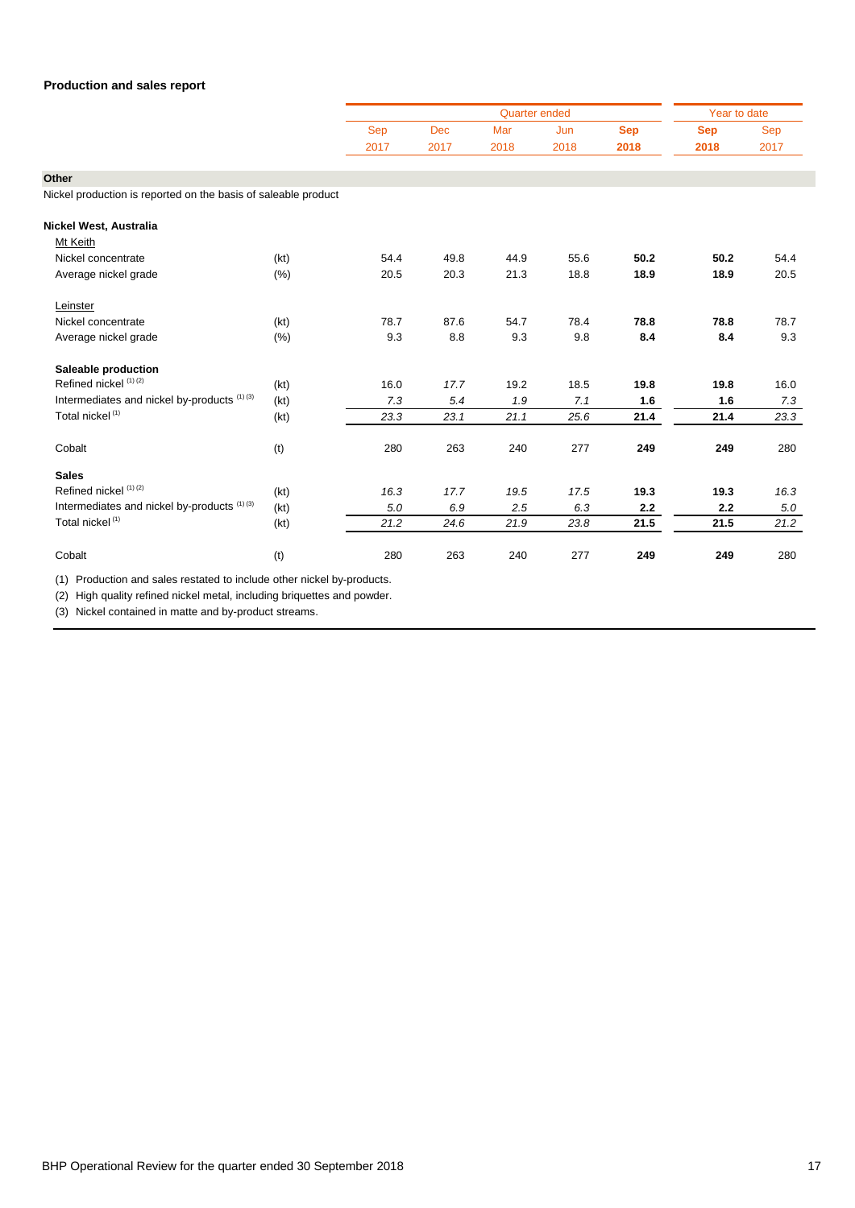**Production and sales report**

| | | Quarter ended | | | | | Year to date | |
|---|---|---|---|---|---|---|---|---|
| | | Sep 2017 | Dec 2017 | Mar 2018 | Jun 2018 | **Sep 2018** | **Sep 2018** | Sep 2017 |
| **Other** | | | | | | | | |
| Nickel production is reported on the basis of saleable product | | | | | | | | |
| **Nickel West, Australia** | | | | | | | | |
| Mt Keith | | | | | | | | |
| Nickel concentrate | (kt) | 54.4 | 49.8 | 44.9 | 55.6 | **50.2** | **50.2** | 54.4 |
| Average nickel grade | (%) | 20.5 | 20.3 | 21.3 | 18.8 | **18.9** | **18.9** | 20.5 |
| Leinster | | | | | | | | |
| Nickel concentrate | (kt) | 78.7 | 87.6 | 54.7 | 78.4 | **78.8** | **78.8** | 78.7 |
| Average nickel grade | (%) | 9.3 | 8.8 | 9.3 | 9.8 | **8.4** | **8.4** | 9.3 |
| **Saleable production** | | | | | | | | |
| Refined nickel [1] [2] | (kt) | 16.0 | *17.7* | 19.2 | 18.5 | **19.8** | **19.8** | 16.0 |
| Intermediates and nickel by-products [1] [3] | (kt) | *7.3* | *5.4* | *1.9* | *7.1* | **1.6** | **1.6** | *7.3* |
| Total nickel [1] | (kt) | *23.3* | *23.1* | *21.1* | *25.6* | **21.4** | **21.4** | *23.3* |
| Cobalt | (t) | 280 | 263 | 240 | 277 | **249** | **249** | 280 |
| **Sales** | | | | | | | | |
| Refined nickel [1] [2] | (kt) | *16.3* | *17.7* | *19.5* | *17.5* | **19.3** | **19.3** | *16.3* |
| Intermediates and nickel by-products [1] [3] | (kt) | *5.0* | *6.9* | *2.5* | *6.3* | **2.2** | **2.2** | *5.0* |
| Total nickel [1] | (kt) | *21.2* | *24.6* | *21.9* | *23.8* | **21.5** | **21.5** | *21.2* |
| Cobalt | (t) | 280 | 263 | 240 | 277 | **249** | **249** | 280 |

(1) Production and sales restated to include other nickel by-products.

(2) High quality refined nickel metal, including briquettes and powder.

(3) Nickel contained in matte and by-product streams.